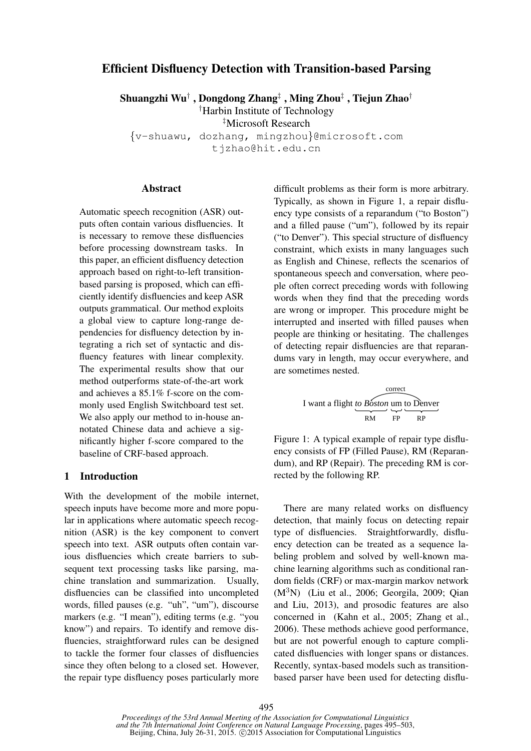# Efficient Disfluency Detection with Transition-based Parsing

**Shuangzhi Wu[†], Dongdong Zhang[‡], Ming Zhou[‡], Tiejun Zhao[†]**

[†]Harbin Institute of Technology
[‡]Microsoft Research
{v-shuawu, dozhang, mingzhou}@microsoft.com
tjzhao@hit.edu.cn

## Abstract

Automatic speech recognition (ASR) outputs often contain various disfluencies. It is necessary to remove these disfluencies before processing downstream tasks. In this paper, an efficient disfluency detection approach based on right-to-left transition-based parsing is proposed, which can efficiently identify disfluencies and keep ASR outputs grammatical. Our method exploits a global view to capture long-range dependencies for disfluency detection by integrating a rich set of syntactic and disfluency features with linear complexity. The experimental results show that our method outperforms state-of-the-art work and achieves a 85.1% f-score on the commonly used English Switchboard test set. We also apply our method to in-house annotated Chinese data and achieve a significantly higher f-score compared to the baseline of CRF-based approach.

## 1 Introduction

With the development of the mobile internet, speech inputs have become more and more popular in applications where automatic speech recognition (ASR) is the key component to convert speech into text. ASR outputs often contain various disfluencies which create barriers to subsequent text processing tasks like parsing, machine translation and summarization. Usually, disfluencies can be classified into uncompleted words, filled pauses (e.g. "uh", "um"), discourse markers (e.g. "I mean"), editing terms (e.g. "you know") and repairs. To identify and remove disfluencies, straightforward rules can be designed to tackle the former four classes of disfluencies since they often belong to a closed set. However, the repair type disfluency poses particularly more difficult problems as their form is more arbitrary. Typically, as shown in Figure 1, a repair disfluency type consists of a reparandum ("to Boston") and a filled pause ("um"), followed by its repair ("to Denver"). This special structure of disfluency constraint, which exists in many languages such as English and Chinese, reflects the scenarios of spontaneous speech and conversation, where people often correct preceding words with following words when they find that the preceding words are wrong or improper. This procedure might be interrupted and inserted with filled pauses when people are thinking or hesitating. The challenges of detecting repair disfluencies are that reparandums vary in length, may occur everywhere, and are sometimes nested.

I want a flight *to Boston* um to Denver (RM: *to Boston*; FP: um; RP: to Denver; correct)

Figure 1: A typical example of repair type disfluency consists of FP (Filled Pause), RM (Reparandum), and RP (Repair). The preceding RM is corrected by the following RP.

There are many related works on disfluency detection, that mainly focus on detecting repair type of disfluencies. Straightforwardly, disfluency detection can be treated as a sequence labeling problem and solved by well-known machine learning algorithms such as conditional random fields (CRF) or max-margin markov network ($M^3N$) (Liu et al., 2006; Georgila, 2009; Qian and Liu, 2013), and prosodic features are also concerned in (Kahn et al., 2005; Zhang et al., 2006). These methods achieve good performance, but are not powerful enough to capture complicated disfluencies with longer spans or distances. Recently, syntax-based models such as transition-based parser have been used for detecting disflu-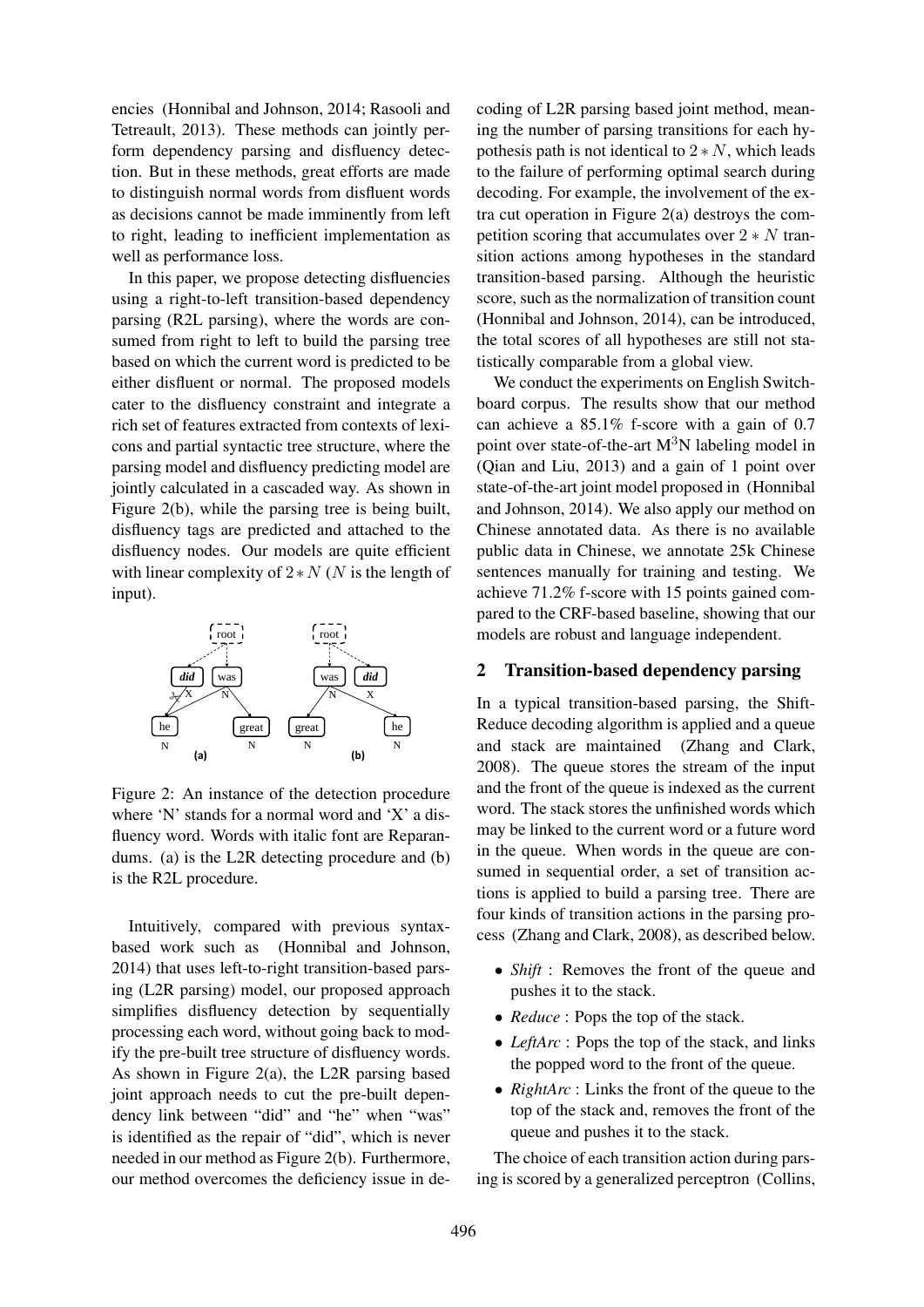encies (Honnibal and Johnson, 2014; Rasooli and Tetreault, 2013). These methods can jointly perform dependency parsing and disfluency detection. But in these methods, great efforts are made to distinguish normal words from disfluent words as decisions cannot be made imminently from left to right, leading to inefficient implementation as well as performance loss.

In this paper, we propose detecting disfluencies using a right-to-left transition-based dependency parsing (R2L parsing), where the words are consumed from right to left to build the parsing tree based on which the current word is predicted to be either disfluent or normal. The proposed models cater to the disfluency constraint and integrate a rich set of features extracted from contexts of lexicons and partial syntactic tree structure, where the parsing model and disfluency predicting model are jointly calculated in a cascaded way. As shown in Figure 2(b), while the parsing tree is being built, disfluency tags are predicted and attached to the disfluency nodes. Our models are quite efficient with linear complexity of $2 * N$ ($N$ is the length of input).

Figure 2: An instance of the detection procedure where 'N' stands for a normal word and 'X' a disfluency word. Words with italic font are Reparandums. (a) is the L2R detecting procedure and (b) is the R2L procedure.

Intuitively, compared with previous syntax-based work such as (Honnibal and Johnson, 2014) that uses left-to-right transition-based parsing (L2R parsing) model, our proposed approach simplifies disfluency detection by sequentially processing each word, without going back to modify the pre-built tree structure of disfluency words. As shown in Figure 2(a), the L2R parsing based joint approach needs to cut the pre-built dependency link between "did" and "he" when "was" is identified as the repair of "did", which is never needed in our method as Figure 2(b). Furthermore, our method overcomes the deficiency issue in decoding of L2R parsing based joint method, meaning the number of parsing transitions for each hypothesis path is not identical to $2 * N$, which leads to the failure of performing optimal search during decoding. For example, the involvement of the extra cut operation in Figure 2(a) destroys the competition scoring that accumulates over $2 * N$ transition actions among hypotheses in the standard transition-based parsing. Although the heuristic score, such as the normalization of transition count (Honnibal and Johnson, 2014), can be introduced, the total scores of all hypotheses are still not statistically comparable from a global view.

We conduct the experiments on English Switchboard corpus. The results show that our method can achieve a 85.1% f-score with a gain of 0.7 point over state-of-the-art $\text{M}^3$N labeling model in (Qian and Liu, 2013) and a gain of 1 point over state-of-the-art joint model proposed in (Honnibal and Johnson, 2014). We also apply our method on Chinese annotated data. As there is no available public data in Chinese, we annotate 25k Chinese sentences manually for training and testing. We achieve 71.2% f-score with 15 points gained compared to the CRF-based baseline, showing that our models are robust and language independent.

## 2 Transition-based dependency parsing

In a typical transition-based parsing, the Shift-Reduce decoding algorithm is applied and a queue and stack are maintained (Zhang and Clark, 2008). The queue stores the stream of the input and the front of the queue is indexed as the current word. The stack stores the unfinished words which may be linked to the current word or a future word in the queue. When words in the queue are consumed in sequential order, a set of transition actions is applied to build a parsing tree. There are four kinds of transition actions in the parsing process (Zhang and Clark, 2008), as described below.

- *Shift* : Removes the front of the queue and pushes it to the stack.
- *Reduce* : Pops the top of the stack.
- *LeftArc* : Pops the top of the stack, and links the popped word to the front of the queue.
- *RightArc* : Links the front of the queue to the top of the stack and, removes the front of the queue and pushes it to the stack.

The choice of each transition action during parsing is scored by a generalized perceptron (Collins,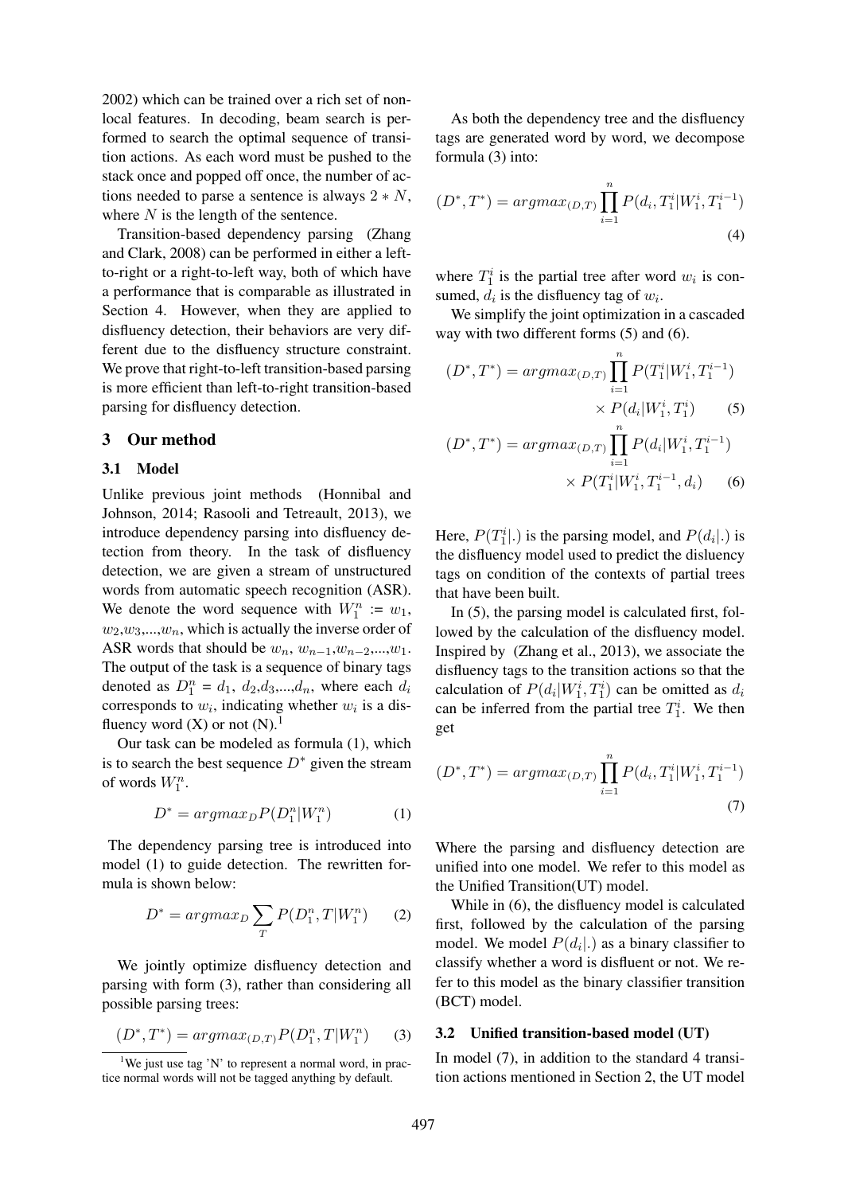2002) which can be trained over a rich set of non-local features. In decoding, beam search is performed to search the optimal sequence of transition actions. As each word must be pushed to the stack once and popped off once, the number of actions needed to parse a sentence is always $2 * N$, where $N$ is the length of the sentence.

Transition-based dependency parsing (Zhang and Clark, 2008) can be performed in either a left-to-right or a right-to-left way, both of which have a performance that is comparable as illustrated in Section 4. However, when they are applied to disfluency detection, their behaviors are very different due to the disfluency structure constraint. We prove that right-to-left transition-based parsing is more efficient than left-to-right transition-based parsing for disfluency detection.

## 3 Our method

### 3.1 Model

Unlike previous joint methods (Honnibal and Johnson, 2014; Rasooli and Tetreault, 2013), we introduce dependency parsing into disfluency detection from theory. In the task of disfluency detection, we are given a stream of unstructured words from automatic speech recognition (ASR). We denote the word sequence with $W_1^n := w_1, w_2, w_3, ..., w_n$, which is actually the inverse order of ASR words that should be $w_n, w_{n-1}, w_{n-2}, ..., w_1$. The output of the task is a sequence of binary tags denoted as $D_1^n = d_1, d_2, d_3, ..., d_n$, where each $d_i$ corresponds to $w_i$, indicating whether $w_i$ is a disfluency word (X) or not (N).[1]

Our task can be modeled as formula (1), which is to search the best sequence $D^*$ given the stream of words $W_1^n$.

$$D^* = argmax_D P(D_1^n | W_1^n) \quad (1)$$

The dependency parsing tree is introduced into model (1) to guide detection. The rewritten formula is shown below:

$$D^* = argmax_D \sum_T P(D_1^n, T | W_1^n) \quad (2)$$

We jointly optimize disfluency detection and parsing with form (3), rather than considering all possible parsing trees:

$$(D^*, T^*) = argmax_{(D,T)} P(D_1^n, T | W_1^n) \quad (3)$$

[1] We just use tag 'N' to represent a normal word, in practice normal words will not be tagged anything by default.

As both the dependency tree and the disfluency tags are generated word by word, we decompose formula (3) into:

$$(D^*, T^*) = argmax_{(D,T)} \prod_{i=1}^{n} P(d_i, T_1^i | W_1^i, T_1^{i-1}) \quad (4)$$

where $T_1^i$ is the partial tree after word $w_i$ is consumed, $d_i$ is the disfluency tag of $w_i$.

We simplify the joint optimization in a cascaded way with two different forms (5) and (6).

$$(D^*, T^*) = argmax_{(D,T)} \prod_{i=1}^{n} P(T_1^i | W_1^i, T_1^{i-1}) \times P(d_i | W_1^i, T_1^i) \quad (5)$$

$$(D^*, T^*) = argmax_{(D,T)} \prod_{i=1}^{n} P(d_i | W_1^i, T_1^{i-1}) \times P(T_1^i | W_1^i, T_1^{i-1}, d_i) \quad (6)$$

Here, $P(T_1^i|.)$ is the parsing model, and $P(d_i|.)$ is the disfluency model used to predict the disluency tags on condition of the contexts of partial trees that have been built.

In (5), the parsing model is calculated first, followed by the calculation of the disfluency model. Inspired by (Zhang et al., 2013), we associate the disfluency tags to the transition actions so that the calculation of $P(d_i | W_1^i, T_1^i)$ can be omitted as $d_i$ can be inferred from the partial tree $T_1^i$. We then get

$$(D^*, T^*) = argmax_{(D,T)} \prod_{i=1}^{n} P(d_i, T_1^i | W_1^i, T_1^{i-1}) \quad (7)$$

Where the parsing and disfluency detection are unified into one model. We refer to this model as the Unified Transition(UT) model.

While in (6), the disfluency model is calculated first, followed by the calculation of the parsing model. We model $P(d_i|.)$ as a binary classifier to classify whether a word is disfluent or not. We refer to this model as the binary classifier transition (BCT) model.

### 3.2 Unified transition-based model (UT)

In model (7), in addition to the standard 4 transition actions mentioned in Section 2, the UT model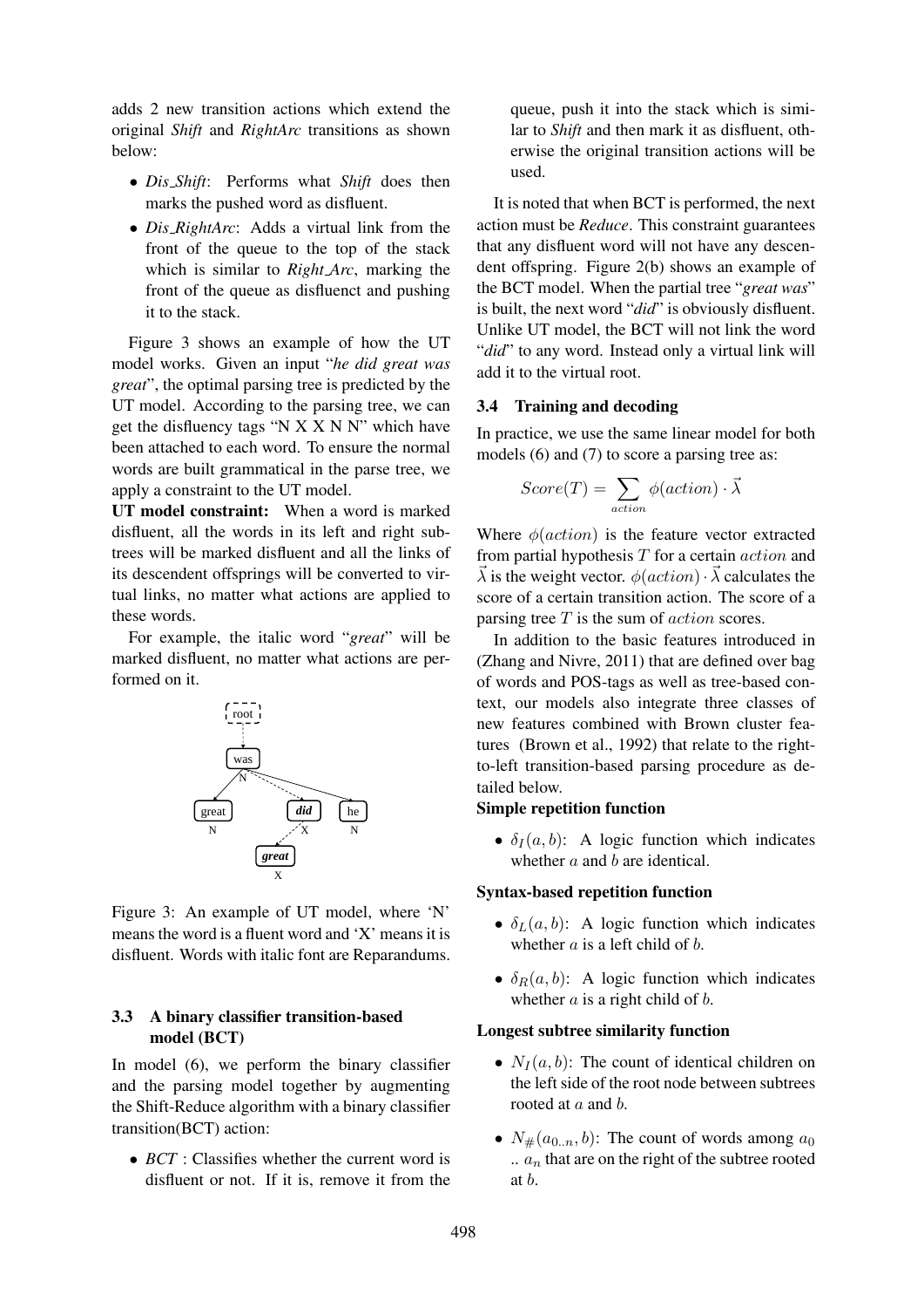adds 2 new transition actions which extend the original *Shift* and *RightArc* transitions as shown below:

- *Dis_Shift*: Performs what *Shift* does then marks the pushed word as disfluent.
- *Dis_RightArc*: Adds a virtual link from the front of the queue to the top of the stack which is similar to *Right_Arc*, marking the front of the queue as disfluenct and pushing it to the stack.

Figure 3 shows an example of how the UT model works. Given an input "*he did great was great*", the optimal parsing tree is predicted by the UT model. According to the parsing tree, we can get the disfluency tags "N X X N N" which have been attached to each word. To ensure the normal words are built grammatical in the parse tree, we apply a constraint to the UT model.

**UT model constraint:** When a word is marked disfluent, all the words in its left and right subtrees will be marked disfluent and all the links of its descendent offsprings will be converted to virtual links, no matter what actions are applied to these words.

For example, the italic word "*great*" will be marked disfluent, no matter what actions are performed on it.

Figure 3: An example of UT model, where 'N' means the word is a fluent word and 'X' means it is disfluent. Words with italic font are Reparandums.

### 3.3 A binary classifier transition-based model (BCT)

In model (6), we perform the binary classifier and the parsing model together by augmenting the Shift-Reduce algorithm with a binary classifier transition(BCT) action:

- *BCT* : Classifies whether the current word is disfluent or not. If it is, remove it from the queue, push it into the stack which is similar to *Shift* and then mark it as disfluent, otherwise the original transition actions will be used.

It is noted that when BCT is performed, the next action must be *Reduce*. This constraint guarantees that any disfluent word will not have any descendent offspring. Figure 2(b) shows an example of the BCT model. When the partial tree "*great was*" is built, the next word "*did*" is obviously disfluent. Unlike UT model, the BCT will not link the word "*did*" to any word. Instead only a virtual link will add it to the virtual root.

### 3.4 Training and decoding

In practice, we use the same linear model for both models (6) and (7) to score a parsing tree as:

$$Score(T) = \sum_{action} \phi(action) \cdot \vec{\lambda}$$

Where $\phi(action)$ is the feature vector extracted from partial hypothesis $T$ for a certain $action$ and $\vec{\lambda}$ is the weight vector. $\phi(action) \cdot \vec{\lambda}$ calculates the score of a certain transition action. The score of a parsing tree $T$ is the sum of $action$ scores.

In addition to the basic features introduced in (Zhang and Nivre, 2011) that are defined over bag of words and POS-tags as well as tree-based context, our models also integrate three classes of new features combined with Brown cluster features (Brown et al., 1992) that relate to the right-to-left transition-based parsing procedure as detailed below.

**Simple repetition function**

- $\delta_I(a, b)$: A logic function which indicates whether $a$ and $b$ are identical.

**Syntax-based repetition function**

- $\delta_L(a, b)$: A logic function which indicates whether $a$ is a left child of $b$.
- $\delta_R(a, b)$: A logic function which indicates whether $a$ is a right child of $b$.

**Longest subtree similarity function**

- $N_I(a, b)$: The count of identical children on the left side of the root node between subtrees rooted at $a$ and $b$.
- $N_\#(a_{0..n}, b)$: The count of words among $a_0$ .. $a_n$ that are on the right of the subtree rooted at $b$.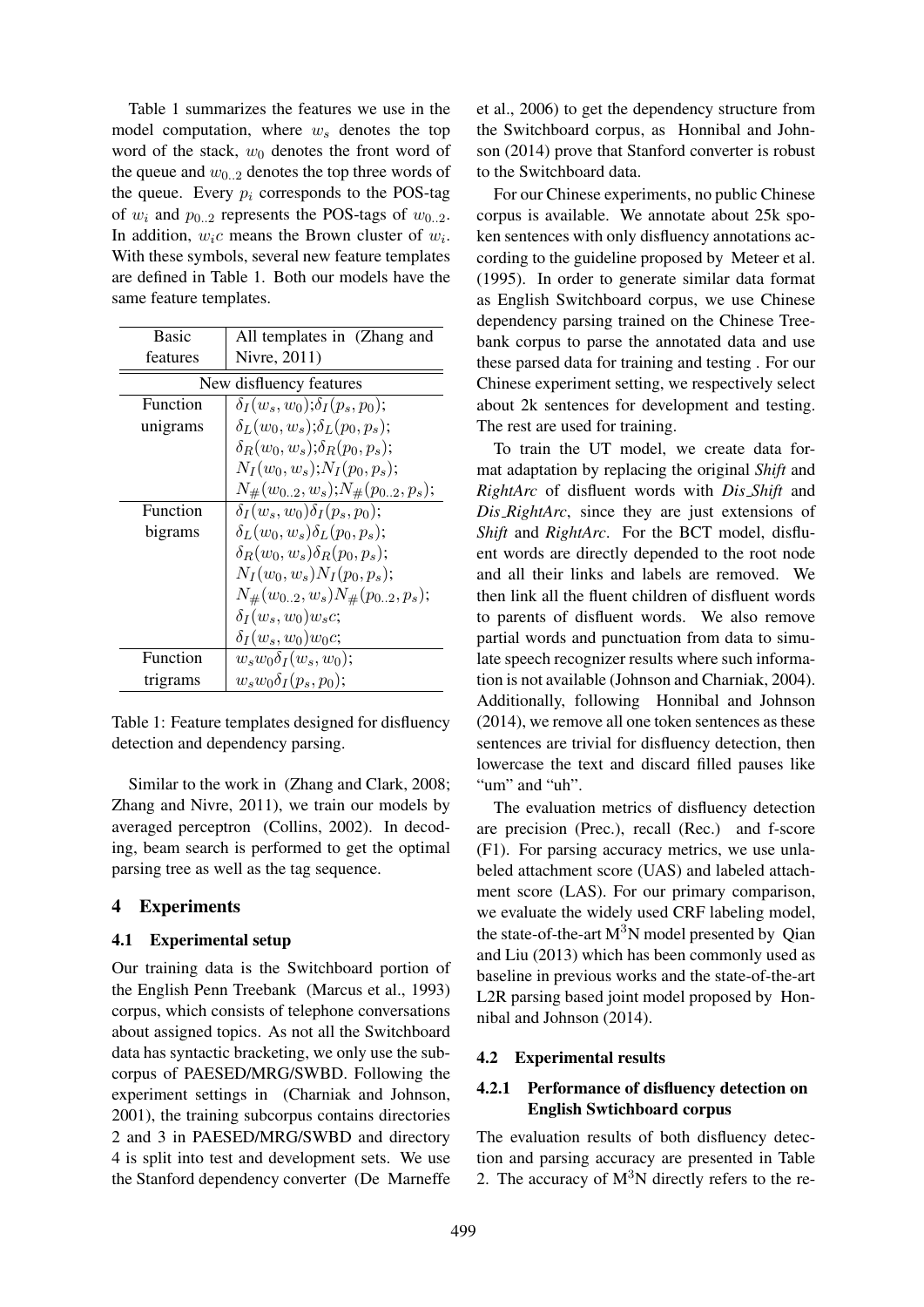Table 1 summarizes the features we use in the model computation, where $w_s$ denotes the top word of the stack, $w_0$ denotes the front word of the queue and $w_{0..2}$ denotes the top three words of the queue. Every $p_i$ corresponds to the POS-tag of $w_i$ and $p_{0..2}$ represents the POS-tags of $w_{0..2}$. In addition, $w_i c$ means the Brown cluster of $w_i$. With these symbols, several new feature templates are defined in Table 1. Both our models have the same feature templates.

| Basic features | All templates in (Zhang and Nivre, 2011) |
|---|---|
| New disfluency features | |
| Function unigrams | $\delta_I(w_s, w_0)$;$\delta_I(p_s, p_0)$; |
| | $\delta_L(w_0, w_s)$;$\delta_L(p_0, p_s)$; |
| | $\delta_R(w_0, w_s)$;$\delta_R(p_0, p_s)$; |
| | $N_I(w_0, w_s)$;$N_I(p_0, p_s)$; |
| | $N_\#(w_{0..2}, w_s)$;$N_\#(p_{0..2}, p_s)$; |
| Function bigrams | $\delta_I(w_s, w_0)\delta_I(p_s, p_0)$; |
| | $\delta_L(w_0, w_s)\delta_L(p_0, p_s)$; |
| | $\delta_R(w_0, w_s)\delta_R(p_0, p_s)$; |
| | $N_I(w_0, w_s)N_I(p_0, p_s)$; |
| | $N_\#(w_{0..2}, w_s)N_\#(p_{0..2}, p_s)$; |
| | $\delta_I(w_s, w_0)w_s c$; |
| | $\delta_I(w_s, w_0)w_0 c$; |
| Function trigrams | $w_s w_0 \delta_I(w_s, w_0)$; |
| | $w_s w_0 \delta_I(p_s, p_0)$; |

Table 1: Feature templates designed for disfluency detection and dependency parsing.

Similar to the work in (Zhang and Clark, 2008; Zhang and Nivre, 2011), we train our models by averaged perceptron (Collins, 2002). In decoding, beam search is performed to get the optimal parsing tree as well as the tag sequence.

## 4 Experiments

### 4.1 Experimental setup

Our training data is the Switchboard portion of the English Penn Treebank (Marcus et al., 1993) corpus, which consists of telephone conversations about assigned topics. As not all the Switchboard data has syntactic bracketing, we only use the subcorpus of PAESED/MRG/SWBD. Following the experiment settings in (Charniak and Johnson, 2001), the training subcorpus contains directories 2 and 3 in PAESED/MRG/SWBD and directory 4 is split into test and development sets. We use the Stanford dependency converter (De Marneffe et al., 2006) to get the dependency structure from the Switchboard corpus, as Honnibal and Johnson (2014) prove that Stanford converter is robust to the Switchboard data.

For our Chinese experiments, no public Chinese corpus is available. We annotate about 25k spoken sentences with only disfluency annotations according to the guideline proposed by Meteer et al. (1995). In order to generate similar data format as English Switchboard corpus, we use Chinese dependency parsing trained on the Chinese Treebank corpus to parse the annotated data and use these parsed data for training and testing . For our Chinese experiment setting, we respectively select about 2k sentences for development and testing. The rest are used for training.

To train the UT model, we create data format adaptation by replacing the original *Shift* and *RightArc* of disfluent words with *Dis_Shift* and *Dis_RightArc*, since they are just extensions of *Shift* and *RightArc*. For the BCT model, disfluent words are directly depended to the root node and all their links and labels are removed. We then link all the fluent children of disfluent words to parents of disfluent words. We also remove partial words and punctuation from data to simulate speech recognizer results where such information is not available (Johnson and Charniak, 2004). Additionally, following Honnibal and Johnson (2014), we remove all one token sentences as these sentences are trivial for disfluency detection, then lowercase the text and discard filled pauses like "um" and "uh".

The evaluation metrics of disfluency detection are precision (Prec.), recall (Rec.) and f-score (F1). For parsing accuracy metrics, we use unlabeled attachment score (UAS) and labeled attachment score (LAS). For our primary comparison, we evaluate the widely used CRF labeling model, the state-of-the-art $M^3N$ model presented by Qian and Liu (2013) which has been commonly used as baseline in previous works and the state-of-the-art L2R parsing based joint model proposed by Honnibal and Johnson (2014).

### 4.2 Experimental results

#### 4.2.1 Performance of disfluency detection on English Swtichboard corpus

The evaluation results of both disfluency detection and parsing accuracy are presented in Table 2. The accuracy of $M^3N$ directly refers to the re-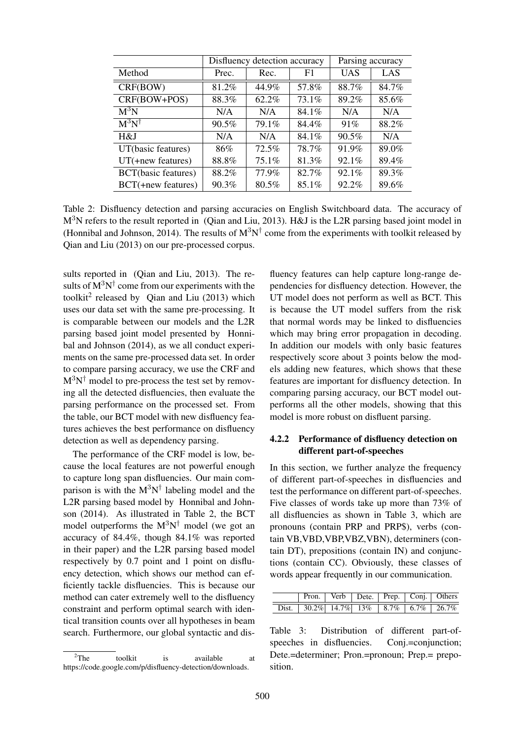| | Disfluency detection accuracy | | | Parsing accuracy | |
|---|---|---|---|---|---|
| Method | Prec. | Rec. | F1 | UAS | LAS |
| CRF(BOW) | 81.2% | 44.9% | 57.8% | 88.7% | 84.7% |
| CRF(BOW+POS) | 88.3% | 62.2% | 73.1% | 89.2% | 85.6% |
| $M^3N$ | N/A | N/A | 84.1% | N/A | N/A |
| $M^3N^\dagger$ | 90.5% | 79.1% | 84.4% | 91% | 88.2% |
| H&J | N/A | N/A | 84.1% | 90.5% | N/A |
| UT(basic features) | 86% | 72.5% | 78.7% | 91.9% | 89.0% |
| UT(+new features) | 88.8% | 75.1% | 81.3% | 92.1% | 89.4% |
| BCT(basic features) | 88.2% | 77.9% | 82.7% | 92.1% | 89.3% |
| BCT(+new features) | 90.3% | 80.5% | 85.1% | 92.2% | 89.6% |

Table 2: Disfluency detection and parsing accuracies on English Switchboard data. The accuracy of $M^3N$ refers to the result reported in (Qian and Liu, 2013). H&J is the L2R parsing based joint model in (Honnibal and Johnson, 2014). The results of $M^3N^\dagger$ come from the experiments with toolkit released by Qian and Liu (2013) on our pre-processed corpus.

sults reported in (Qian and Liu, 2013). The results of $M^3N^\dagger$ come from our experiments with the toolkit[2] released by Qian and Liu (2013) which uses our data set with the same pre-processing. It is comparable between our models and the L2R parsing based joint model presented by Honnibal and Johnson (2014), as we all conduct experiments on the same pre-processed data set. In order to compare parsing accuracy, we use the CRF and $M^3N^\dagger$ model to pre-process the test set by removing all the detected disfluencies, then evaluate the parsing performance on the processed set. From the table, our BCT model with new disfluency features achieves the best performance on disfluency detection as well as dependency parsing.

The performance of the CRF model is low, because the local features are not powerful enough to capture long span disfluencies. Our main comparison is with the $M^3N^\dagger$ labeling model and the L2R parsing based model by Honnibal and Johnson (2014). As illustrated in Table 2, the BCT model outperforms the $M^3N^\dagger$ model (we got an accuracy of 84.4%, though 84.1% was reported in their paper) and the L2R parsing based model respectively by 0.7 point and 1 point on disfluency detection, which shows our method can efficiently tackle disfluencies. This is because our method can cater extremely well to the disfluency constraint and perform optimal search with identical transition counts over all hypotheses in beam search. Furthermore, our global syntactic and disfluency features can help capture long-range dependencies for disfluency detection. However, the UT model does not perform as well as BCT. This is because the UT model suffers from the risk that normal words may be linked to disfluencies which may bring error propagation in decoding. In addition our models with only basic features respectively score about 3 points below the models adding new features, which shows that these features are important for disfluency detection. In comparing parsing accuracy, our BCT model outperforms all the other models, showing that this model is more robust on disfluent parsing.

[2] The toolkit is available at https://code.google.com/p/disfluency-detection/downloads.

#### 4.2.2 Performance of disfluency detection on different part-of-speeches

In this section, we further analyze the frequency of different part-of-speeches in disfluencies and test the performance on different part-of-speeches. Five classes of words take up more than 73% of all disfluencies as shown in Table 3, which are pronouns (contain PRP and PRP$), verbs (contain VB,VBD,VBP,VBZ,VBN), determiners (contain DT), prepositions (contain IN) and conjunctions (contain CC). Obviously, these classes of words appear frequently in our communication.

| | Pron. | Verb | Dete. | Prep. | Conj. | Others |
|---|---|---|---|---|---|---|
| Dist. | 30.2% | 14.7% | 13% | 8.7% | 6.7% | 26.7% |

Table 3: Distribution of different part-of-speeches in disfluencies. Conj.=conjunction; Dete.=determiner; Pron.=pronoun; Prep.= preposition.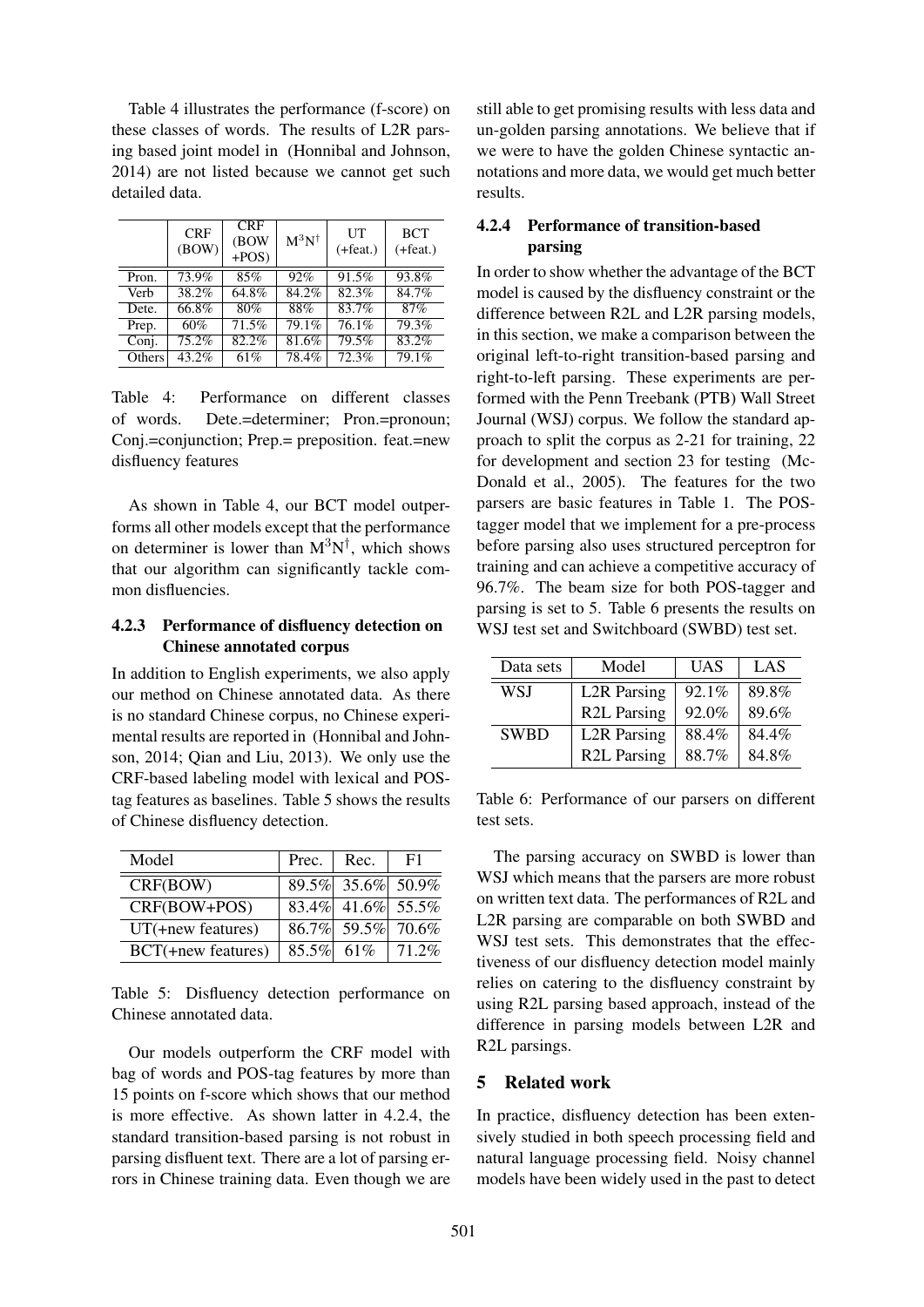Table 4 illustrates the performance (f-score) on these classes of words. The results of L2R parsing based joint model in (Honnibal and Johnson, 2014) are not listed because we cannot get such detailed data.

| | CRF (BOW) | CRF (BOW +POS) | $M^3N^\dagger$ | UT (+feat.) | BCT (+feat.) |
|---|---|---|---|---|---|
| Pron. | 73.9% | 85% | 92% | 91.5% | 93.8% |
| Verb | 38.2% | 64.8% | 84.2% | 82.3% | 84.7% |
| Dete. | 66.8% | 80% | 88% | 83.7% | 87% |
| Prep. | 60% | 71.5% | 79.1% | 76.1% | 79.3% |
| Conj. | 75.2% | 82.2% | 81.6% | 79.5% | 83.2% |
| Others | 43.2% | 61% | 78.4% | 72.3% | 79.1% |

Table 4: Performance on different classes of words. Dete.=determiner; Pron.=pronoun; Conj.=conjunction; Prep.= preposition. feat.=new disfluency features

As shown in Table 4, our BCT model outperforms all other models except that the performance on determiner is lower than $M^3N^\dagger$, which shows that our algorithm can significantly tackle common disfluencies.

### 4.2.3 Performance of disfluency detection on Chinese annotated corpus

In addition to English experiments, we also apply our method on Chinese annotated data. As there is no standard Chinese corpus, no Chinese experimental results are reported in (Honnibal and Johnson, 2014; Qian and Liu, 2013). We only use the CRF-based labeling model with lexical and POS-tag features as baselines. Table 5 shows the results of Chinese disfluency detection.

| Model | Prec. | Rec. | F1 |
|---|---|---|---|
| CRF(BOW) | 89.5% | 35.6% | 50.9% |
| CRF(BOW+POS) | 83.4% | 41.6% | 55.5% |
| UT(+new features) | 86.7% | 59.5% | 70.6% |
| BCT(+new features) | 85.5% | 61% | 71.2% |

Table 5: Disfluency detection performance on Chinese annotated data.

Our models outperform the CRF model with bag of words and POS-tag features by more than 15 points on f-score which shows that our method is more effective. As shown latter in 4.2.4, the standard transition-based parsing is not robust in parsing disfluent text. There are a lot of parsing errors in Chinese training data. Even though we are still able to get promising results with less data and un-golden parsing annotations. We believe that if we were to have the golden Chinese syntactic annotations and more data, we would get much better results.

### 4.2.4 Performance of transition-based parsing

In order to show whether the advantage of the BCT model is caused by the disfluency constraint or the difference between R2L and L2R parsing models, in this section, we make a comparison between the original left-to-right transition-based parsing and right-to-left parsing. These experiments are performed with the Penn Treebank (PTB) Wall Street Journal (WSJ) corpus. We follow the standard approach to split the corpus as 2-21 for training, 22 for development and section 23 for testing (McDonald et al., 2005). The features for the two parsers are basic features in Table 1. The POS-tagger model that we implement for a pre-process before parsing also uses structured perceptron for training and can achieve a competitive accuracy of 96.7%. The beam size for both POS-tagger and parsing is set to 5. Table 6 presents the results on WSJ test set and Switchboard (SWBD) test set.

| Data sets | Model | UAS | LAS |
|---|---|---|---|
| WSJ | L2R Parsing | 92.1% | 89.8% |
| | R2L Parsing | 92.0% | 89.6% |
| SWBD | L2R Parsing | 88.4% | 84.4% |
| | R2L Parsing | 88.7% | 84.8% |

Table 6: Performance of our parsers on different test sets.

The parsing accuracy on SWBD is lower than WSJ which means that the parsers are more robust on written text data. The performances of R2L and L2R parsing are comparable on both SWBD and WSJ test sets. This demonstrates that the effectiveness of our disfluency detection model mainly relies on catering to the disfluency constraint by using R2L parsing based approach, instead of the difference in parsing models between L2R and R2L parsings.

## 5 Related work

In practice, disfluency detection has been extensively studied in both speech processing field and natural language processing field. Noisy channel models have been widely used in the past to detect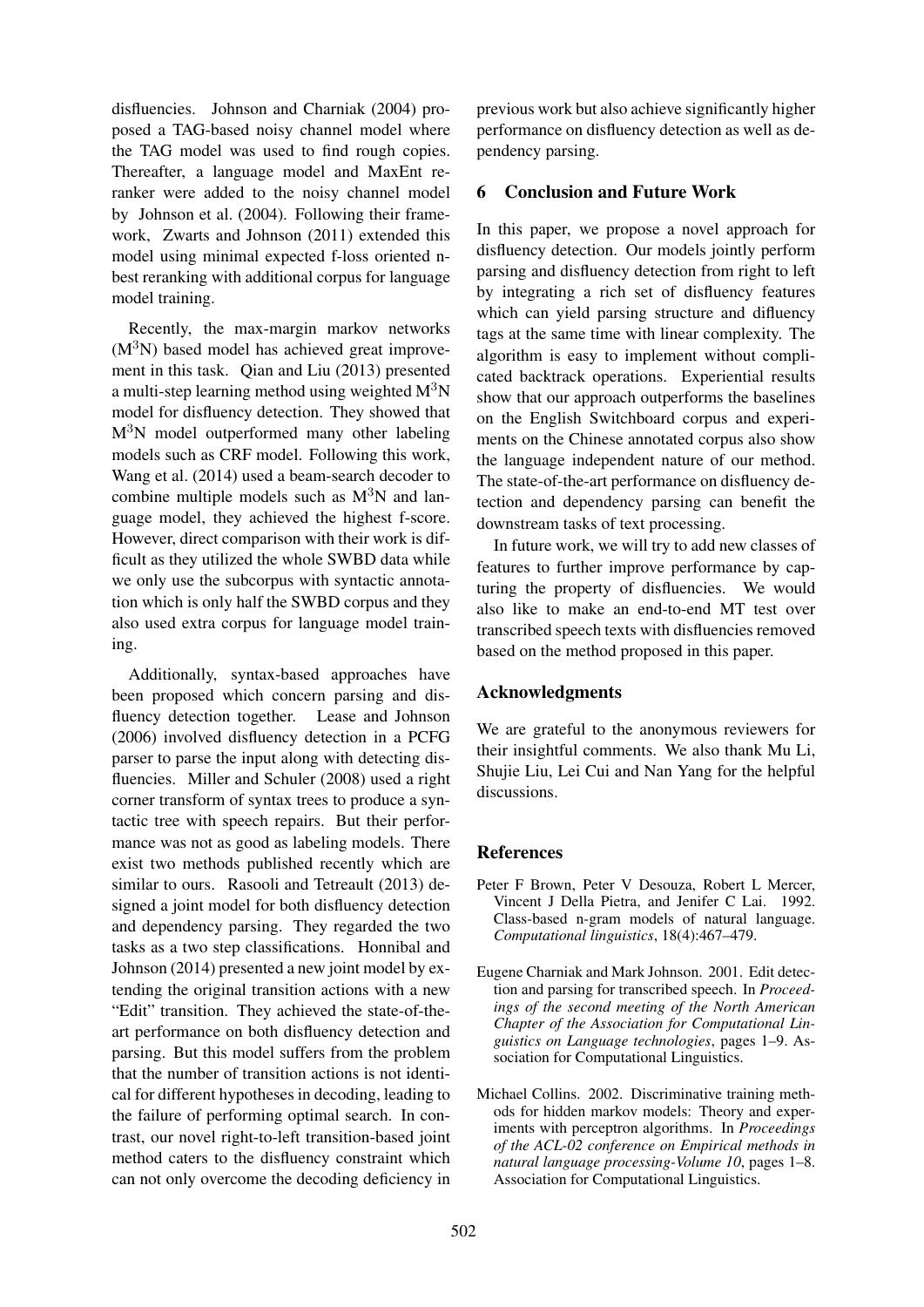disfluencies. Johnson and Charniak (2004) proposed a TAG-based noisy channel model where the TAG model was used to find rough copies. Thereafter, a language model and MaxEnt reranker were added to the noisy channel model by Johnson et al. (2004). Following their framework, Zwarts and Johnson (2011) extended this model using minimal expected f-loss oriented n-best reranking with additional corpus for language model training.

Recently, the max-margin markov networks ($M^3N$) based model has achieved great improvement in this task. Qian and Liu (2013) presented a multi-step learning method using weighted $M^3N$ model for disfluency detection. They showed that $M^3N$ model outperformed many other labeling models such as CRF model. Following this work, Wang et al. (2014) used a beam-search decoder to combine multiple models such as $M^3N$ and language model, they achieved the highest f-score. However, direct comparison with their work is difficult as they utilized the whole SWBD data while we only use the subcorpus with syntactic annotation which is only half the SWBD corpus and they also used extra corpus for language model training.

Additionally, syntax-based approaches have been proposed which concern parsing and disfluency detection together. Lease and Johnson (2006) involved disfluency detection in a PCFG parser to parse the input along with detecting disfluencies. Miller and Schuler (2008) used a right corner transform of syntax trees to produce a syntactic tree with speech repairs. But their performance was not as good as labeling models. There exist two methods published recently which are similar to ours. Rasooli and Tetreault (2013) designed a joint model for both disfluency detection and dependency parsing. They regarded the two tasks as a two step classifications. Honnibal and Johnson (2014) presented a new joint model by extending the original transition actions with a new "Edit" transition. They achieved the state-of-the-art performance on both disfluency detection and parsing. But this model suffers from the problem that the number of transition actions is not identical for different hypotheses in decoding, leading to the failure of performing optimal search. In contrast, our novel right-to-left transition-based joint method caters to the disfluency constraint which can not only overcome the decoding deficiency in previous work but also achieve significantly higher performance on disfluency detection as well as dependency parsing.

## 6 Conclusion and Future Work

In this paper, we propose a novel approach for disfluency detection. Our models jointly perform parsing and disfluency detection from right to left by integrating a rich set of disfluency features which can yield parsing structure and difluency tags at the same time with linear complexity. The algorithm is easy to implement without complicated backtrack operations. Experiential results show that our approach outperforms the baselines on the English Switchboard corpus and experiments on the Chinese annotated corpus also show the language independent nature of our method. The state-of-the-art performance on disfluency detection and dependency parsing can benefit the downstream tasks of text processing.

In future work, we will try to add new classes of features to further improve performance by capturing the property of disfluencies. We would also like to make an end-to-end MT test over transcribed speech texts with disfluencies removed based on the method proposed in this paper.

## Acknowledgments

We are grateful to the anonymous reviewers for their insightful comments. We also thank Mu Li, Shujie Liu, Lei Cui and Nan Yang for the helpful discussions.

## References

Peter F Brown, Peter V Desouza, Robert L Mercer, Vincent J Della Pietra, and Jenifer C Lai. 1992. Class-based n-gram models of natural language. *Computational linguistics*, 18(4):467–479.

Eugene Charniak and Mark Johnson. 2001. Edit detection and parsing for transcribed speech. In *Proceedings of the second meeting of the North American Chapter of the Association for Computational Linguistics on Language technologies*, pages 1–9. Association for Computational Linguistics.

Michael Collins. 2002. Discriminative training methods for hidden markov models: Theory and experiments with perceptron algorithms. In *Proceedings of the ACL-02 conference on Empirical methods in natural language processing-Volume 10*, pages 1–8. Association for Computational Linguistics.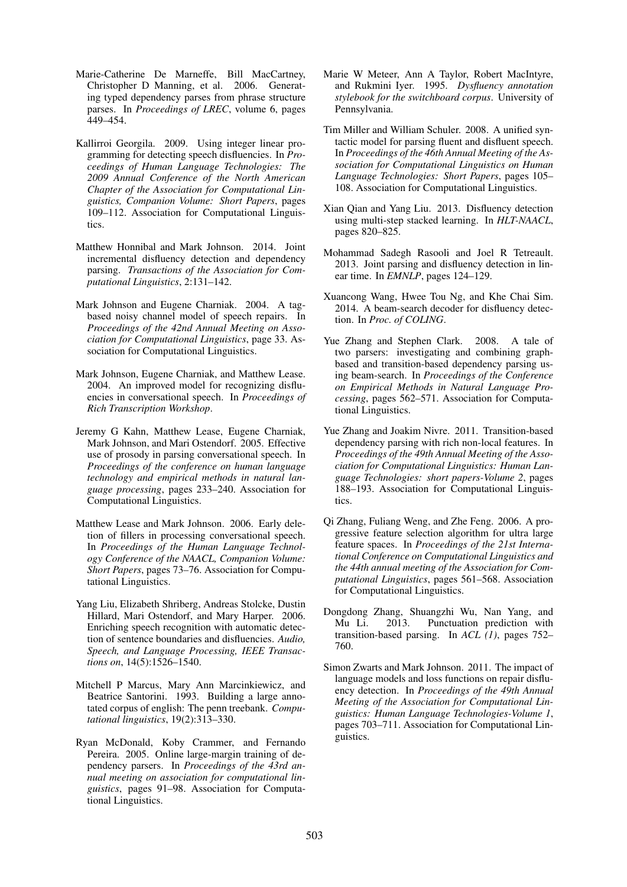Marie-Catherine De Marneffe, Bill MacCartney, Christopher D Manning, et al. 2006. Generating typed dependency parses from phrase structure parses. In *Proceedings of LREC*, volume 6, pages 449–454.

Kallirroi Georgila. 2009. Using integer linear programming for detecting speech disfluencies. In *Proceedings of Human Language Technologies: The 2009 Annual Conference of the North American Chapter of the Association for Computational Linguistics, Companion Volume: Short Papers*, pages 109–112. Association for Computational Linguistics.

Matthew Honnibal and Mark Johnson. 2014. Joint incremental disfluency detection and dependency parsing. *Transactions of the Association for Computational Linguistics*, 2:131–142.

Mark Johnson and Eugene Charniak. 2004. A tag-based noisy channel model of speech repairs. In *Proceedings of the 42nd Annual Meeting on Association for Computational Linguistics*, page 33. Association for Computational Linguistics.

Mark Johnson, Eugene Charniak, and Matthew Lease. 2004. An improved model for recognizing disfluencies in conversational speech. In *Proceedings of Rich Transcription Workshop*.

Jeremy G Kahn, Matthew Lease, Eugene Charniak, Mark Johnson, and Mari Ostendorf. 2005. Effective use of prosody in parsing conversational speech. In *Proceedings of the conference on human language technology and empirical methods in natural language processing*, pages 233–240. Association for Computational Linguistics.

Matthew Lease and Mark Johnson. 2006. Early deletion of fillers in processing conversational speech. In *Proceedings of the Human Language Technology Conference of the NAACL, Companion Volume: Short Papers*, pages 73–76. Association for Computational Linguistics.

Yang Liu, Elizabeth Shriberg, Andreas Stolcke, Dustin Hillard, Mari Ostendorf, and Mary Harper. 2006. Enriching speech recognition with automatic detection of sentence boundaries and disfluencies. *Audio, Speech, and Language Processing, IEEE Transactions on*, 14(5):1526–1540.

Mitchell P Marcus, Mary Ann Marcinkiewicz, and Beatrice Santorini. 1993. Building a large annotated corpus of english: The penn treebank. *Computational linguistics*, 19(2):313–330.

Ryan McDonald, Koby Crammer, and Fernando Pereira. 2005. Online large-margin training of dependency parsers. In *Proceedings of the 43rd annual meeting on association for computational linguistics*, pages 91–98. Association for Computational Linguistics.

Marie W Meteer, Ann A Taylor, Robert MacIntyre, and Rukmini Iyer. 1995. *Dysfluency annotation stylebook for the switchboard corpus*. University of Pennsylvania.

Tim Miller and William Schuler. 2008. A unified syntactic model for parsing fluent and disfluent speech. In *Proceedings of the 46th Annual Meeting of the Association for Computational Linguistics on Human Language Technologies: Short Papers*, pages 105–108. Association for Computational Linguistics.

Xian Qian and Yang Liu. 2013. Disfluency detection using multi-step stacked learning. In *HLT-NAACL*, pages 820–825.

Mohammad Sadegh Rasooli and Joel R Tetreault. 2013. Joint parsing and disfluency detection in linear time. In *EMNLP*, pages 124–129.

Xuancong Wang, Hwee Tou Ng, and Khe Chai Sim. 2014. A beam-search decoder for disfluency detection. In *Proc. of COLING*.

Yue Zhang and Stephen Clark. 2008. A tale of two parsers: investigating and combining graph-based and transition-based dependency parsing using beam-search. In *Proceedings of the Conference on Empirical Methods in Natural Language Processing*, pages 562–571. Association for Computational Linguistics.

Yue Zhang and Joakim Nivre. 2011. Transition-based dependency parsing with rich non-local features. In *Proceedings of the 49th Annual Meeting of the Association for Computational Linguistics: Human Language Technologies: short papers-Volume 2*, pages 188–193. Association for Computational Linguistics.

Qi Zhang, Fuliang Weng, and Zhe Feng. 2006. A progressive feature selection algorithm for ultra large feature spaces. In *Proceedings of the 21st International Conference on Computational Linguistics and the 44th annual meeting of the Association for Computational Linguistics*, pages 561–568. Association for Computational Linguistics.

Dongdong Zhang, Shuangzhi Wu, Nan Yang, and Mu Li. 2013. Punctuation prediction with transition-based parsing. In *ACL (1)*, pages 752–760.

Simon Zwarts and Mark Johnson. 2011. The impact of language models and loss functions on repair disfluency detection. In *Proceedings of the 49th Annual Meeting of the Association for Computational Linguistics: Human Language Technologies-Volume 1*, pages 703–711. Association for Computational Linguistics.